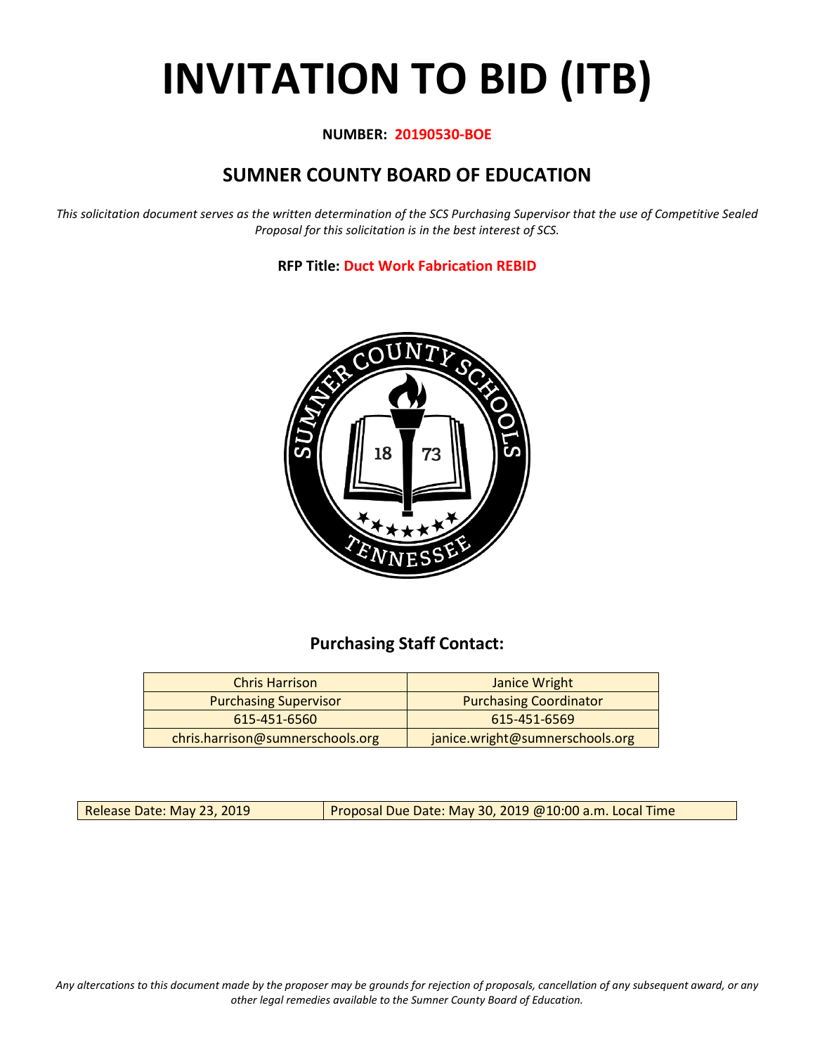# INVITATION TO BID (ITB)

**NUMBER: 20190530-BOE**

## SUMNER COUNTY BOARD OF EDUCATION

*This solicitation document serves as the written determination of the SCS Purchasing Supervisor that the use of Competitive Sealed Proposal for this solicitation is in the best interest of SCS.*

**RFP Title: Duct Work Fabrication REBID**

### Purchasing Staff Contact:

| | |
|---|---|
| Chris Harrison | Janice Wright |
| Purchasing Supervisor | Purchasing Coordinator |
| 615-451-6560 | 615-451-6569 |
| chris.harrison@sumnerschools.org | janice.wright@sumnerschools.org |

| | |
|---|---|
| Release Date: May 23, 2019 | Proposal Due Date: May 30, 2019 @10:00 a.m. Local Time |

*Any altercations to this document made by the proposer may be grounds for rejection of proposals, cancellation of any subsequent award, or any other legal remedies available to the Sumner County Board of Education.*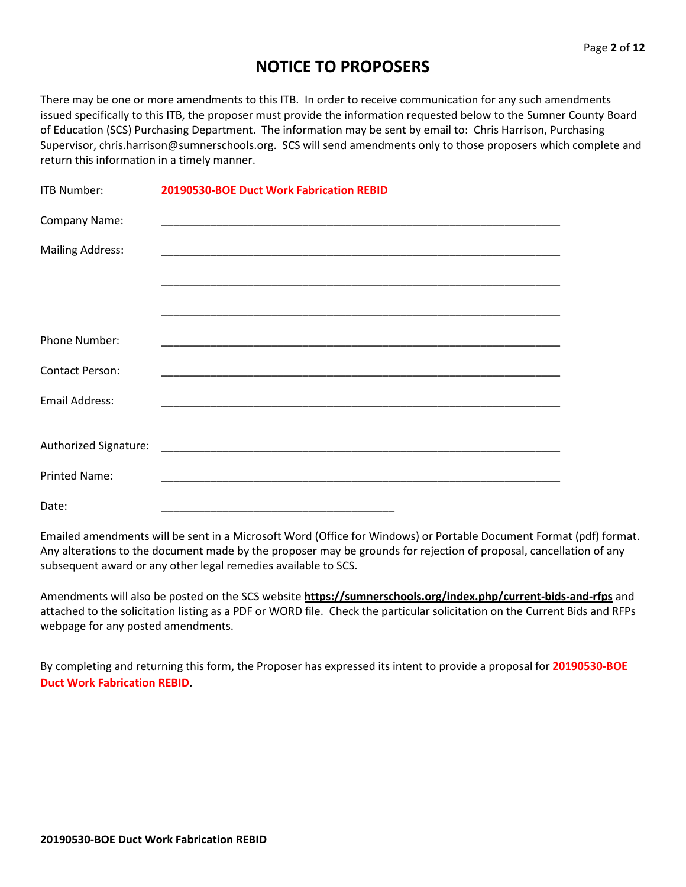# NOTICE TO PROPOSERS

There may be one or more amendments to this ITB. In order to receive communication for any such amendments issued specifically to this ITB, the proposer must provide the information requested below to the Sumner County Board of Education (SCS) Purchasing Department. The information may be sent by email to: Chris Harrison, Purchasing Supervisor, chris.harrison@sumnerschools.org. SCS will send amendments only to those proposers which complete and return this information in a timely manner.

ITB Number: **20190530-BOE Duct Work Fabrication REBID**

Company Name: ____________________________________________________________________

Mailing Address: ____________________________________________________________________

____________________________________________________________________

____________________________________________________________________

Phone Number: ____________________________________________________________________

Contact Person: ____________________________________________________________________

Email Address: ____________________________________________________________________

Authorized Signature: ____________________________________________________________________

Printed Name: ____________________________________________________________________

Date: ________________________________________

Emailed amendments will be sent in a Microsoft Word (Office for Windows) or Portable Document Format (pdf) format. Any alterations to the document made by the proposer may be grounds for rejection of proposal, cancellation of any subsequent award or any other legal remedies available to SCS.

Amendments will also be posted on the SCS website **https://sumnerschools.org/index.php/current-bids-and-rfps** and attached to the solicitation listing as a PDF or WORD file. Check the particular solicitation on the Current Bids and RFPs webpage for any posted amendments.

By completing and returning this form, the Proposer has expressed its intent to provide a proposal for **20190530-BOE Duct Work Fabrication REBID.**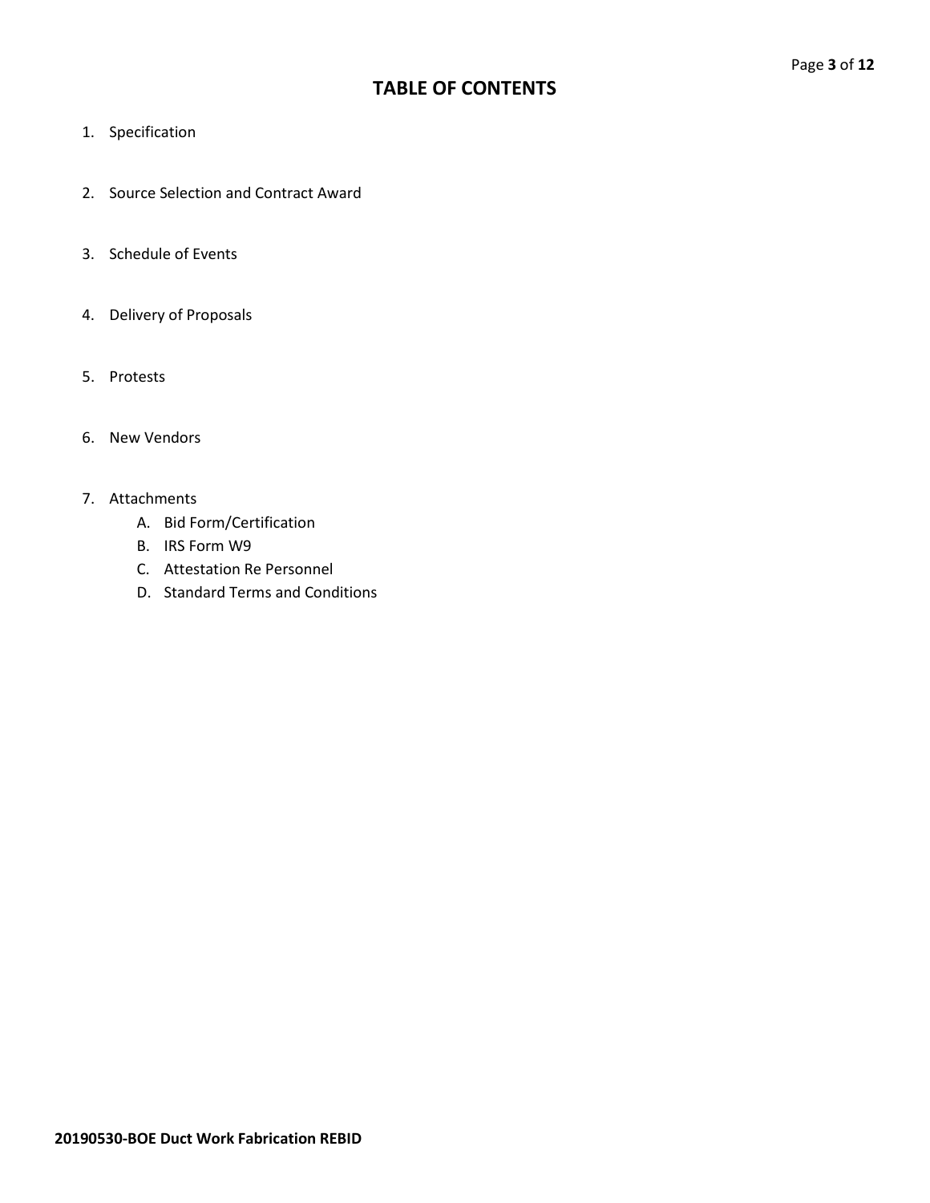# TABLE OF CONTENTS

1. Specification
2. Source Selection and Contract Award
3. Schedule of Events
4. Delivery of Proposals
5. Protests
6. New Vendors
7. Attachments
   A. Bid Form/Certification
   B. IRS Form W9
   C. Attestation Re Personnel
   D. Standard Terms and Conditions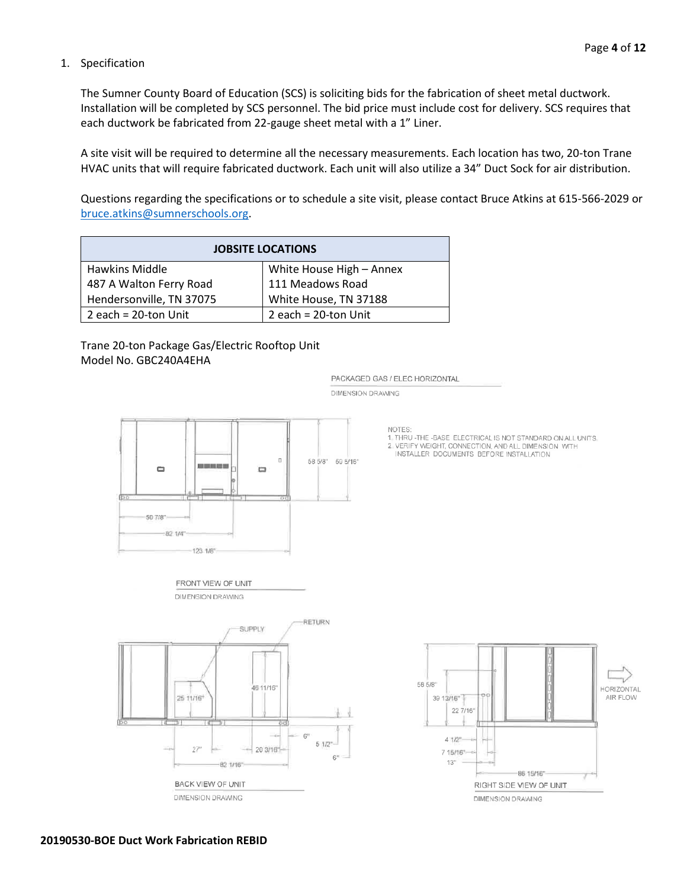1. Specification

   The Sumner County Board of Education (SCS) is soliciting bids for the fabrication of sheet metal ductwork. Installation will be completed by SCS personnel. The bid price must include cost for delivery. SCS requires that each ductwork be fabricated from 22-gauge sheet metal with a 1" Liner.

   A site visit will be required to determine all the necessary measurements. Each location has two, 20-ton Trane HVAC units that will require fabricated ductwork. Each unit will also utilize a 34" Duct Sock for air distribution.

   Questions regarding the specifications or to schedule a site visit, please contact Bruce Atkins at 615-566-2029 or bruce.atkins@sumnerschools.org.

| JOBSITE LOCATIONS | |
|---|---|
| Hawkins Middle<br>487 A Walton Ferry Road<br>Hendersonville, TN 37075 | White House High – Annex<br>111 Meadows Road<br>White House, TN 37188 |
| 2 each = 20-ton Unit | 2 each = 20-ton Unit |

Trane 20-ton Package Gas/Electric Rooftop Unit
Model No. GBC240A4EHA

PACKAGED GAS / ELEC HORIZONTAL
DIMENSION DRAWING

NOTES:
1. THRU -THE -BASE ELECTRICAL IS NOT STANDARD ON ALL UNITS.
2. VERIFY WEIGHT, CONNECTION, AND ALL DIMENSION WITH INSTALLER DOCUMENTS BEFORE INSTALLATION

58 5/8"
59 5/16"
50 7/8"
82 1/4"
123 1/8"

FRONT VIEW OF UNIT
DIMENSION DRAWING

SUPPLY
RETURN
25 11/16"
45 11/16"
27"
20 3/16"
6"
5 1/2"
6"
82 1/16"

BACK VIEW OF UNIT
DIMENSION DRAWING

58 5/8"
39 13/16"
22 7/16"
4 1/2"
7 15/16"
13"
86 15/16"
HORIZONTAL AIR FLOW

RIGHT SIDE VIEW OF UNIT
DIMENSION DRAWING

**20190530-BOE Duct Work Fabrication REBID**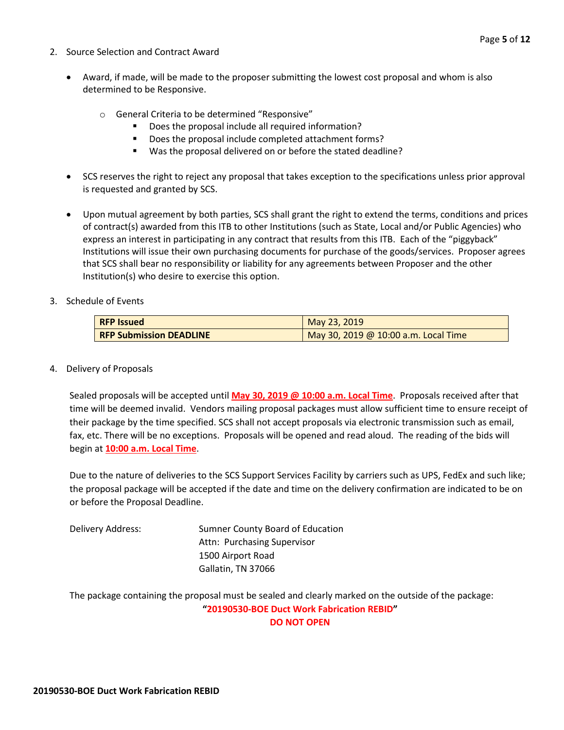2. Source Selection and Contract Award

- Award, if made, will be made to the proposer submitting the lowest cost proposal and whom is also determined to be Responsive.
    - General Criteria to be determined "Responsive"
        - Does the proposal include all required information?
        - Does the proposal include completed attachment forms?
        - Was the proposal delivered on or before the stated deadline?
- SCS reserves the right to reject any proposal that takes exception to the specifications unless prior approval is requested and granted by SCS.
- Upon mutual agreement by both parties, SCS shall grant the right to extend the terms, conditions and prices of contract(s) awarded from this ITB to other Institutions (such as State, Local and/or Public Agencies) who express an interest in participating in any contract that results from this ITB. Each of the "piggyback" Institutions will issue their own purchasing documents for purchase of the goods/services. Proposer agrees that SCS shall bear no responsibility or liability for any agreements between Proposer and the other Institution(s) who desire to exercise this option.

3. Schedule of Events

| | |
|---|---|
| **RFP Issued** | May 23, 2019 |
| **RFP Submission DEADLINE** | May 30, 2019 @ 10:00 a.m. Local Time |

4. Delivery of Proposals

Sealed proposals will be accepted until **May 30, 2019 @ 10:00 a.m. Local Time**. Proposals received after that time will be deemed invalid. Vendors mailing proposal packages must allow sufficient time to ensure receipt of their package by the time specified. SCS shall not accept proposals via electronic transmission such as email, fax, etc. There will be no exceptions. Proposals will be opened and read aloud. The reading of the bids will begin at **10:00 a.m. Local Time**.

Due to the nature of deliveries to the SCS Support Services Facility by carriers such as UPS, FedEx and such like; the proposal package will be accepted if the date and time on the delivery confirmation are indicated to be on or before the Proposal Deadline.

Delivery Address:

Sumner County Board of Education
Attn: Purchasing Supervisor
1500 Airport Road
Gallatin, TN 37066

The package containing the proposal must be sealed and clearly marked on the outside of the package:

**"20190530-BOE Duct Work Fabrication REBID"**

**DO NOT OPEN**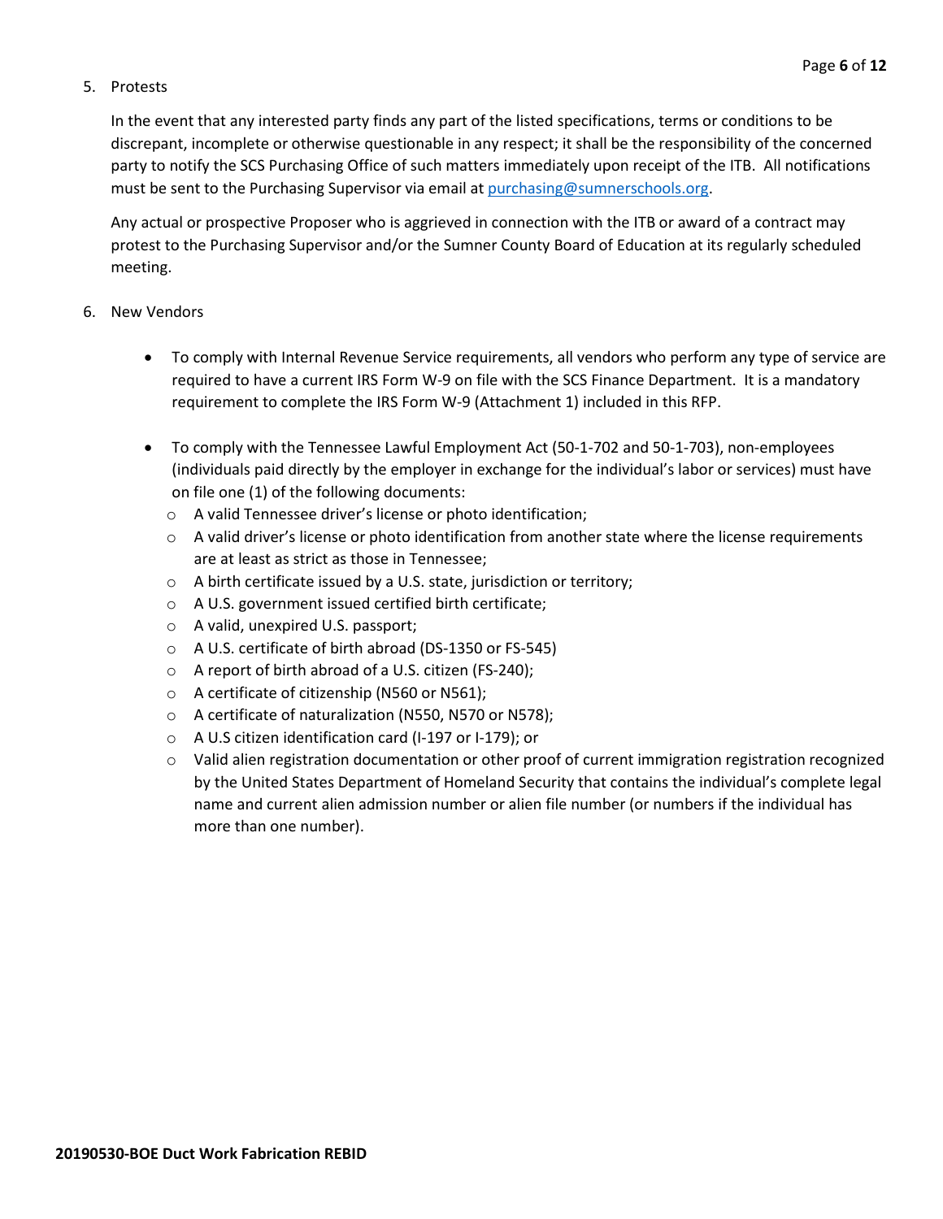5. Protests

   In the event that any interested party finds any part of the listed specifications, terms or conditions to be discrepant, incomplete or otherwise questionable in any respect; it shall be the responsibility of the concerned party to notify the SCS Purchasing Office of such matters immediately upon receipt of the ITB. All notifications must be sent to the Purchasing Supervisor via email at purchasing@sumnerschools.org.

   Any actual or prospective Proposer who is aggrieved in connection with the ITB or award of a contract may protest to the Purchasing Supervisor and/or the Sumner County Board of Education at its regularly scheduled meeting.

6. New Vendors

   - To comply with Internal Revenue Service requirements, all vendors who perform any type of service are required to have a current IRS Form W-9 on file with the SCS Finance Department. It is a mandatory requirement to complete the IRS Form W-9 (Attachment 1) included in this RFP.

   - To comply with the Tennessee Lawful Employment Act (50-1-702 and 50-1-703), non-employees (individuals paid directly by the employer in exchange for the individual's labor or services) must have on file one (1) of the following documents:
     - A valid Tennessee driver's license or photo identification;
     - A valid driver's license or photo identification from another state where the license requirements are at least as strict as those in Tennessee;
     - A birth certificate issued by a U.S. state, jurisdiction or territory;
     - A U.S. government issued certified birth certificate;
     - A valid, unexpired U.S. passport;
     - A U.S. certificate of birth abroad (DS-1350 or FS-545)
     - A report of birth abroad of a U.S. citizen (FS-240);
     - A certificate of citizenship (N560 or N561);
     - A certificate of naturalization (N550, N570 or N578);
     - A U.S citizen identification card (I-197 or I-179); or
     - Valid alien registration documentation or other proof of current immigration registration recognized by the United States Department of Homeland Security that contains the individual's complete legal name and current alien admission number or alien file number (or numbers if the individual has more than one number).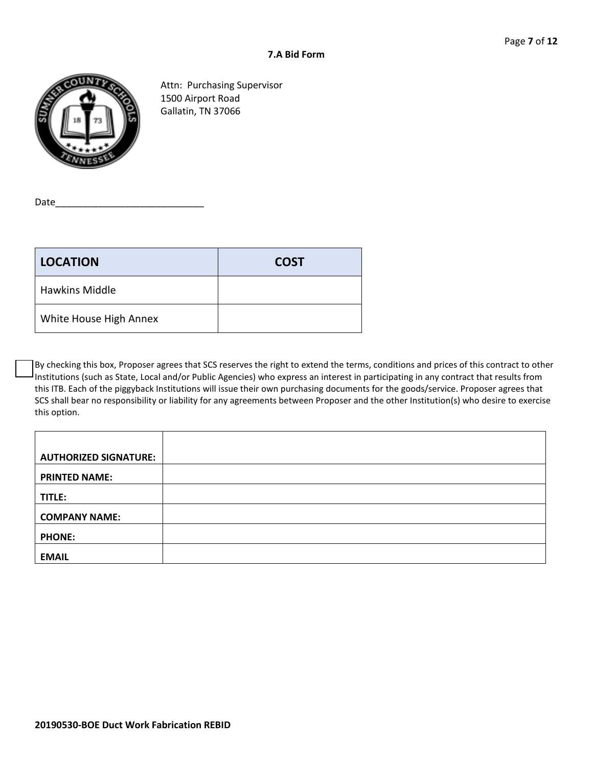## 7.A Bid Form

Attn: Purchasing Supervisor
1500 Airport Road
Gallatin, TN 37066

Date_____________________________

| LOCATION | COST |
|---|---|
| Hawkins Middle | |
| White House High Annex | |

☐ By checking this box, Proposer agrees that SCS reserves the right to extend the terms, conditions and prices of this contract to other Institutions (such as State, Local and/or Public Agencies) who express an interest in participating in any contract that results from this ITB. Each of the piggyback Institutions will issue their own purchasing documents for the goods/service. Proposer agrees that SCS shall bear no responsibility or liability for any agreements between Proposer and the other Institution(s) who desire to exercise this option.

| | |
|---|---|
| **AUTHORIZED SIGNATURE:** | |
| **PRINTED NAME:** | |
| **TITLE:** | |
| **COMPANY NAME:** | |
| **PHONE:** | |
| **EMAIL** | |

**20190530-BOE Duct Work Fabrication REBID**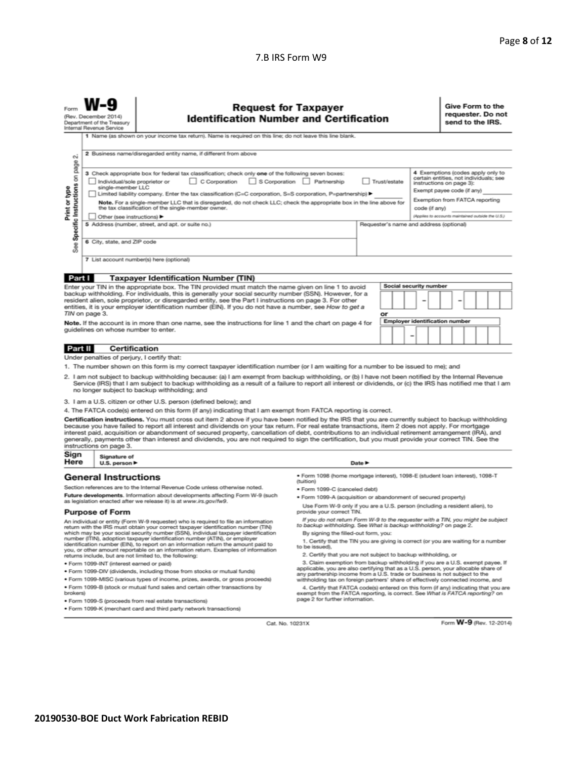7.B IRS Form W9

Form **W-9**
(Rev. December 2014)
Department of the Treasury
Internal Revenue Service

# Request for Taxpayer Identification Number and Certification

**Give Form to the requester. Do not send to the IRS.**

Print or type
See Specific Instructions on page 2.

1 Name (as shown on your income tax return). Name is required on this line; do not leave this line blank.

2 Business name/disregarded entity name, if different from above

3 Check appropriate box for federal tax classification; check only **one** of the following seven boxes:

☐ Individual/sole proprietor or single-member LLC ☐ C Corporation ☐ S Corporation ☐ Partnership ☐ Trust/estate

☐ Limited liability company. Enter the tax classification (C=C corporation, S=S corporation, P=partnership) ▶

**Note.** For a single-member LLC that is disregarded, do not check LLC; check the appropriate box in the line above for the tax classification of the single-member owner.

☐ Other (see instructions) ▶

4 Exemptions (codes apply only to certain entities, not individuals; see instructions on page 3):

Exempt payee code (if any)

Exemption from FATCA reporting code (if any)

*(Applies to accounts maintained outside the U.S.)*

5 Address (number, street, and apt. or suite no.)

Requester's name and address (optional)

6 City, state, and ZIP code

7 List account number(s) here (optional)

## Part I Taxpayer Identification Number (TIN)

Enter your TIN in the appropriate box. The TIN provided must match the name given on line 1 to avoid backup withholding. For individuals, this is generally your social security number (SSN). However, for a resident alien, sole proprietor, or disregarded entity, see the Part I instructions on page 3. For other entities, it is your employer identification number (EIN). If you do not have a number, see *How to get a TIN* on page 3.

**Note.** If the account is in more than one name, see the instructions for line 1 and the chart on page 4 for guidelines on whose number to enter.

Social security number

or

Employer identification number

## Part II Certification

Under penalties of perjury, I certify that:

1. The number shown on this form is my correct taxpayer identification number (or I am waiting for a number to be issued to me); and
2. I am not subject to backup withholding because: (a) I am exempt from backup withholding, or (b) I have not been notified by the Internal Revenue Service (IRS) that I am subject to backup withholding as a result of a failure to report all interest or dividends, or (c) the IRS has notified me that I am no longer subject to backup withholding; and
3. I am a U.S. citizen or other U.S. person (defined below); and
4. The FATCA code(s) entered on this form (if any) indicating that I am exempt from FATCA reporting is correct.

**Certification instructions.** You must cross out item 2 above if you have been notified by the IRS that you are currently subject to backup withholding because you have failed to report all interest and dividends on your tax return. For real estate transactions, item 2 does not apply. For mortgage interest paid, acquisition or abandonment of secured property, cancellation of debt, contributions to an individual retirement arrangement (IRA), and generally, payments other than interest and dividends, you are not required to sign the certification, but you must provide your correct TIN. See the instructions on page 3.

**Sign Here** Signature of U.S. person ▶ Date ▶

## General Instructions

Section references are to the Internal Revenue Code unless otherwise noted.

**Future developments.** Information about developments affecting Form W-9 (such as legislation enacted after we release it) is at *www.irs.gov/fw9*.

### Purpose of Form

An individual or entity (Form W-9 requester) who is required to file an information return with the IRS must obtain your correct taxpayer identification number (TIN) which may be your social security number (SSN), individual taxpayer identification number (ITIN), adoption taxpayer identification number (ATIN), or employer identification number (EIN), to report on an information return the amount paid to you, or other amount reportable on an information return. Examples of information returns include, but are not limited to, the following:

- Form 1099-INT (interest earned or paid)
- Form 1099-DIV (dividends, including those from stocks or mutual funds)
- Form 1099-MISC (various types of income, prizes, awards, or gross proceeds)
- Form 1099-B (stock or mutual fund sales and certain other transactions by brokers)
- Form 1099-S (proceeds from real estate transactions)
- Form 1099-K (merchant card and third party network transactions)
- Form 1098 (home mortgage interest), 1098-E (student loan interest), 1098-T (tuition)
- Form 1099-C (canceled debt)
- Form 1099-A (acquisition or abandonment of secured property)

Use Form W-9 only if you are a U.S. person (including a resident alien), to provide your correct TIN.

*If you do not return Form W-9 to the requester with a TIN, you might be subject to backup withholding. See What is backup withholding? on page 2.*

By signing the filled-out form, you:

1. Certify that the TIN you are giving is correct (or you are waiting for a number to be issued),
2. Certify that you are not subject to backup withholding, or
3. Claim exemption from backup withholding if you are a U.S. exempt payee. If applicable, you are also certifying that as a U.S. person, your allocable share of any partnership income from a U.S. trade or business is not subject to the withholding tax on foreign partners' share of effectively connected income, and
4. Certify that FATCA code(s) entered on this form (if any) indicating that you are exempt from the FATCA reporting, is correct. See *What is FATCA reporting?* on page 2 for further information.

Cat. No. 10231X

Form **W-9** (Rev. 12-2014)

**20190530-BOE Duct Work Fabrication REBID**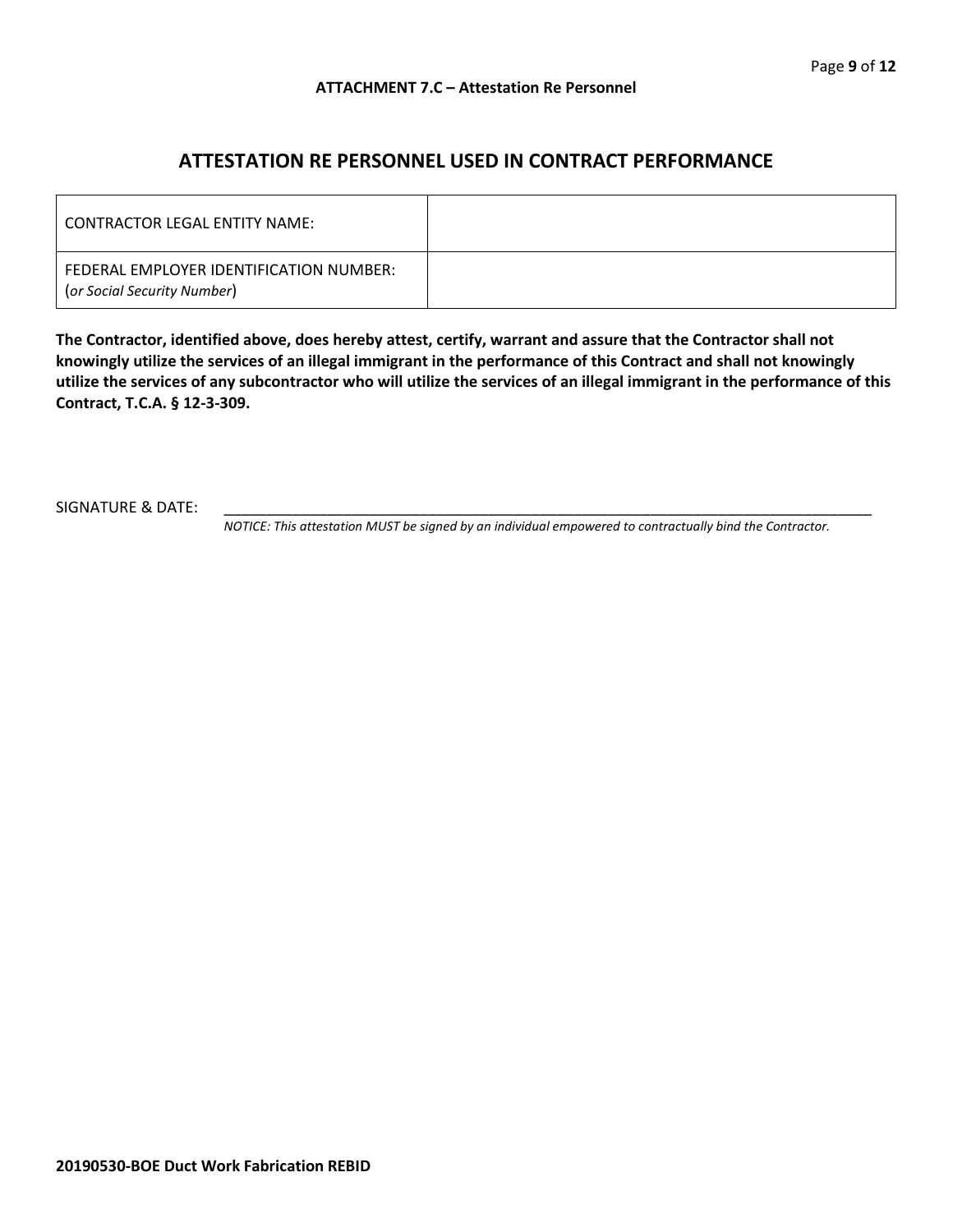**ATTACHMENT 7.C – Attestation Re Personnel**

## ATTESTATION RE PERSONNEL USED IN CONTRACT PERFORMANCE

| | |
|---|---|
| CONTRACTOR LEGAL ENTITY NAME: | |
| FEDERAL EMPLOYER IDENTIFICATION NUMBER: (*or Social Security Number*) | |

**The Contractor, identified above, does hereby attest, certify, warrant and assure that the Contractor shall not knowingly utilize the services of an illegal immigrant in the performance of this Contract and shall not knowingly utilize the services of any subcontractor who will utilize the services of an illegal immigrant in the performance of this Contract, T.C.A. § 12-3-309.**

SIGNATURE & DATE: ______________________________________________________________

*NOTICE: This attestation MUST be signed by an individual empowered to contractually bind the Contractor.*

**20190530-BOE Duct Work Fabrication REBID**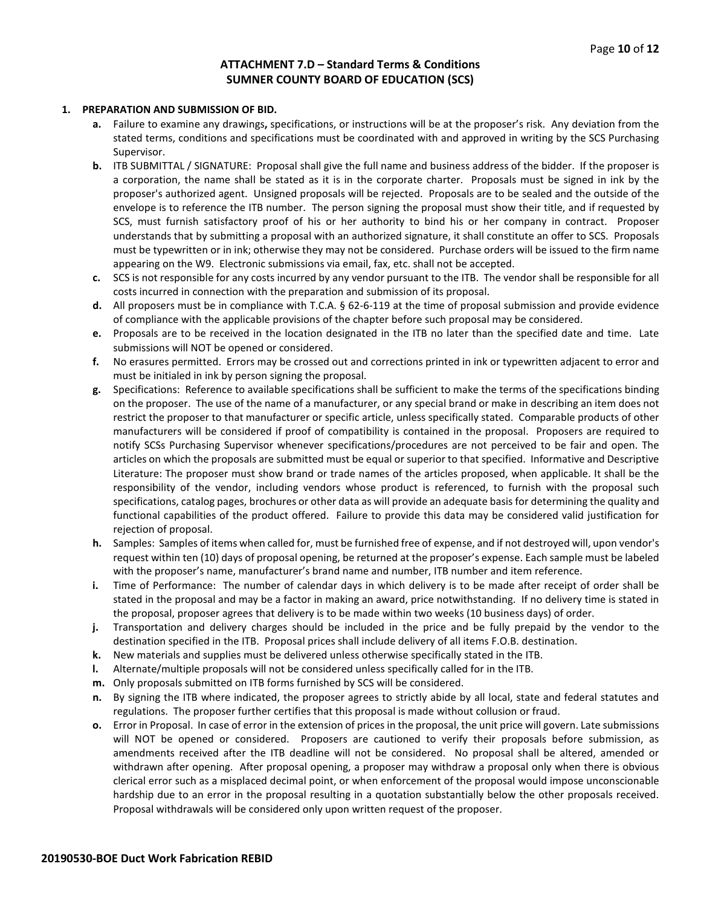## ATTACHMENT 7.D – Standard Terms & Conditions
## SUMNER COUNTY BOARD OF EDUCATION (SCS)

**1. PREPARATION AND SUBMISSION OF BID.**

- **a.** Failure to examine any drawings**,** specifications, or instructions will be at the proposer's risk. Any deviation from the stated terms, conditions and specifications must be coordinated with and approved in writing by the SCS Purchasing Supervisor.
- **b.** ITB SUBMITTAL / SIGNATURE: Proposal shall give the full name and business address of the bidder. If the proposer is a corporation, the name shall be stated as it is in the corporate charter. Proposals must be signed in ink by the proposer's authorized agent. Unsigned proposals will be rejected. Proposals are to be sealed and the outside of the envelope is to reference the ITB number. The person signing the proposal must show their title, and if requested by SCS, must furnish satisfactory proof of his or her authority to bind his or her company in contract. Proposer understands that by submitting a proposal with an authorized signature, it shall constitute an offer to SCS. Proposals must be typewritten or in ink; otherwise they may not be considered. Purchase orders will be issued to the firm name appearing on the W9. Electronic submissions via email, fax, etc. shall not be accepted.
- **c.** SCS is not responsible for any costs incurred by any vendor pursuant to the ITB. The vendor shall be responsible for all costs incurred in connection with the preparation and submission of its proposal.
- **d.** All proposers must be in compliance with T.C.A. § 62-6-119 at the time of proposal submission and provide evidence of compliance with the applicable provisions of the chapter before such proposal may be considered.
- **e.** Proposals are to be received in the location designated in the ITB no later than the specified date and time. Late submissions will NOT be opened or considered.
- **f.** No erasures permitted. Errors may be crossed out and corrections printed in ink or typewritten adjacent to error and must be initialed in ink by person signing the proposal.
- **g.** Specifications: Reference to available specifications shall be sufficient to make the terms of the specifications binding on the proposer. The use of the name of a manufacturer, or any special brand or make in describing an item does not restrict the proposer to that manufacturer or specific article, unless specifically stated. Comparable products of other manufacturers will be considered if proof of compatibility is contained in the proposal. Proposers are required to notify SCSs Purchasing Supervisor whenever specifications/procedures are not perceived to be fair and open. The articles on which the proposals are submitted must be equal or superior to that specified. Informative and Descriptive Literature: The proposer must show brand or trade names of the articles proposed, when applicable. It shall be the responsibility of the vendor, including vendors whose product is referenced, to furnish with the proposal such specifications, catalog pages, brochures or other data as will provide an adequate basis for determining the quality and functional capabilities of the product offered. Failure to provide this data may be considered valid justification for rejection of proposal.
- **h.** Samples: Samples of items when called for, must be furnished free of expense, and if not destroyed will, upon vendor's request within ten (10) days of proposal opening, be returned at the proposer's expense. Each sample must be labeled with the proposer's name, manufacturer's brand name and number, ITB number and item reference.
- **i.** Time of Performance: The number of calendar days in which delivery is to be made after receipt of order shall be stated in the proposal and may be a factor in making an award, price notwithstanding. If no delivery time is stated in the proposal, proposer agrees that delivery is to be made within two weeks (10 business days) of order.
- **j.** Transportation and delivery charges should be included in the price and be fully prepaid by the vendor to the destination specified in the ITB. Proposal prices shall include delivery of all items F.O.B. destination.
- **k.** New materials and supplies must be delivered unless otherwise specifically stated in the ITB.
- **l.** Alternate/multiple proposals will not be considered unless specifically called for in the ITB.
- **m.** Only proposals submitted on ITB forms furnished by SCS will be considered.
- **n.** By signing the ITB where indicated, the proposer agrees to strictly abide by all local, state and federal statutes and regulations. The proposer further certifies that this proposal is made without collusion or fraud.
- **o.** Error in Proposal. In case of error in the extension of prices in the proposal, the unit price will govern. Late submissions will NOT be opened or considered. Proposers are cautioned to verify their proposals before submission, as amendments received after the ITB deadline will not be considered. No proposal shall be altered, amended or withdrawn after opening. After proposal opening, a proposer may withdraw a proposal only when there is obvious clerical error such as a misplaced decimal point, or when enforcement of the proposal would impose unconscionable hardship due to an error in the proposal resulting in a quotation substantially below the other proposals received. Proposal withdrawals will be considered only upon written request of the proposer.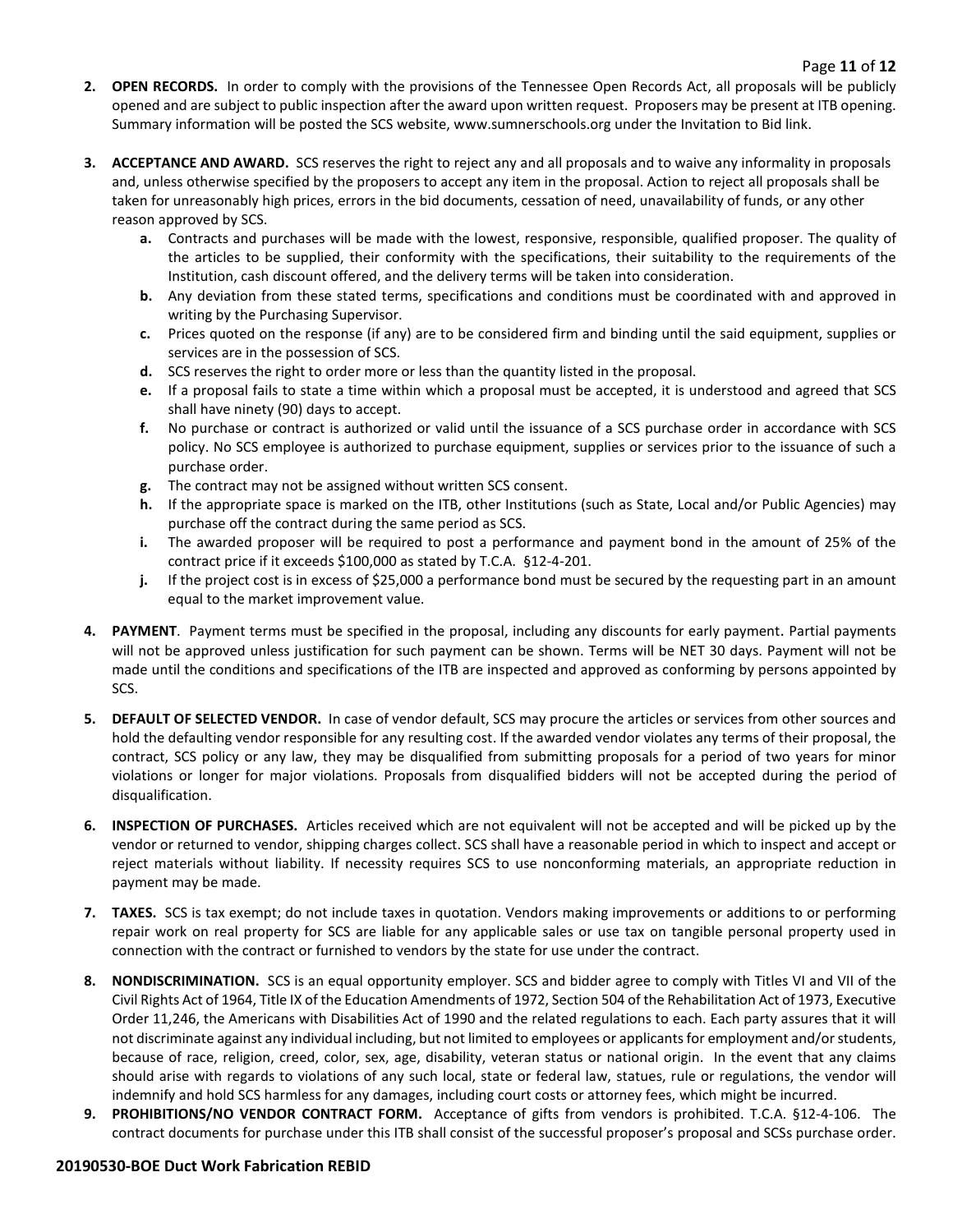2. **OPEN RECORDS.** In order to comply with the provisions of the Tennessee Open Records Act, all proposals will be publicly opened and are subject to public inspection after the award upon written request. Proposers may be present at ITB opening. Summary information will be posted the SCS website, www.sumnerschools.org under the Invitation to Bid link.

3. **ACCEPTANCE AND AWARD.** SCS reserves the right to reject any and all proposals and to waive any informality in proposals and, unless otherwise specified by the proposers to accept any item in the proposal. Action to reject all proposals shall be taken for unreasonably high prices, errors in the bid documents, cessation of need, unavailability of funds, or any other reason approved by SCS.
   - **a.** Contracts and purchases will be made with the lowest, responsive, responsible, qualified proposer. The quality of the articles to be supplied, their conformity with the specifications, their suitability to the requirements of the Institution, cash discount offered, and the delivery terms will be taken into consideration.
   - **b.** Any deviation from these stated terms, specifications and conditions must be coordinated with and approved in writing by the Purchasing Supervisor.
   - **c.** Prices quoted on the response (if any) are to be considered firm and binding until the said equipment, supplies or services are in the possession of SCS.
   - **d.** SCS reserves the right to order more or less than the quantity listed in the proposal.
   - **e.** If a proposal fails to state a time within which a proposal must be accepted, it is understood and agreed that SCS shall have ninety (90) days to accept.
   - **f.** No purchase or contract is authorized or valid until the issuance of a SCS purchase order in accordance with SCS policy. No SCS employee is authorized to purchase equipment, supplies or services prior to the issuance of such a purchase order.
   - **g.** The contract may not be assigned without written SCS consent.
   - **h.** If the appropriate space is marked on the ITB, other Institutions (such as State, Local and/or Public Agencies) may purchase off the contract during the same period as SCS.
   - **i.** The awarded proposer will be required to post a performance and payment bond in the amount of 25% of the contract price if it exceeds $100,000 as stated by T.C.A. §12-4-201.
   - **j.** If the project cost is in excess of $25,000 a performance bond must be secured by the requesting part in an amount equal to the market improvement value.

4. **PAYMENT**. Payment terms must be specified in the proposal, including any discounts for early payment. Partial payments will not be approved unless justification for such payment can be shown. Terms will be NET 30 days. Payment will not be made until the conditions and specifications of the ITB are inspected and approved as conforming by persons appointed by SCS.

5. **DEFAULT OF SELECTED VENDOR.** In case of vendor default, SCS may procure the articles or services from other sources and hold the defaulting vendor responsible for any resulting cost. If the awarded vendor violates any terms of their proposal, the contract, SCS policy or any law, they may be disqualified from submitting proposals for a period of two years for minor violations or longer for major violations. Proposals from disqualified bidders will not be accepted during the period of disqualification.

6. **INSPECTION OF PURCHASES.** Articles received which are not equivalent will not be accepted and will be picked up by the vendor or returned to vendor, shipping charges collect. SCS shall have a reasonable period in which to inspect and accept or reject materials without liability. If necessity requires SCS to use nonconforming materials, an appropriate reduction in payment may be made.

7. **TAXES.** SCS is tax exempt; do not include taxes in quotation. Vendors making improvements or additions to or performing repair work on real property for SCS are liable for any applicable sales or use tax on tangible personal property used in connection with the contract or furnished to vendors by the state for use under the contract.

8. **NONDISCRIMINATION.** SCS is an equal opportunity employer. SCS and bidder agree to comply with Titles VI and VII of the Civil Rights Act of 1964, Title IX of the Education Amendments of 1972, Section 504 of the Rehabilitation Act of 1973, Executive Order 11,246, the Americans with Disabilities Act of 1990 and the related regulations to each. Each party assures that it will not discriminate against any individual including, but not limited to employees or applicants for employment and/or students, because of race, religion, creed, color, sex, age, disability, veteran status or national origin. In the event that any claims should arise with regards to violations of any such local, state or federal law, statues, rule or regulations, the vendor will indemnify and hold SCS harmless for any damages, including court costs or attorney fees, which might be incurred.

9. **PROHIBITIONS/NO VENDOR CONTRACT FORM.** Acceptance of gifts from vendors is prohibited. T.C.A. §12-4-106. The contract documents for purchase under this ITB shall consist of the successful proposer's proposal and SCSs purchase order.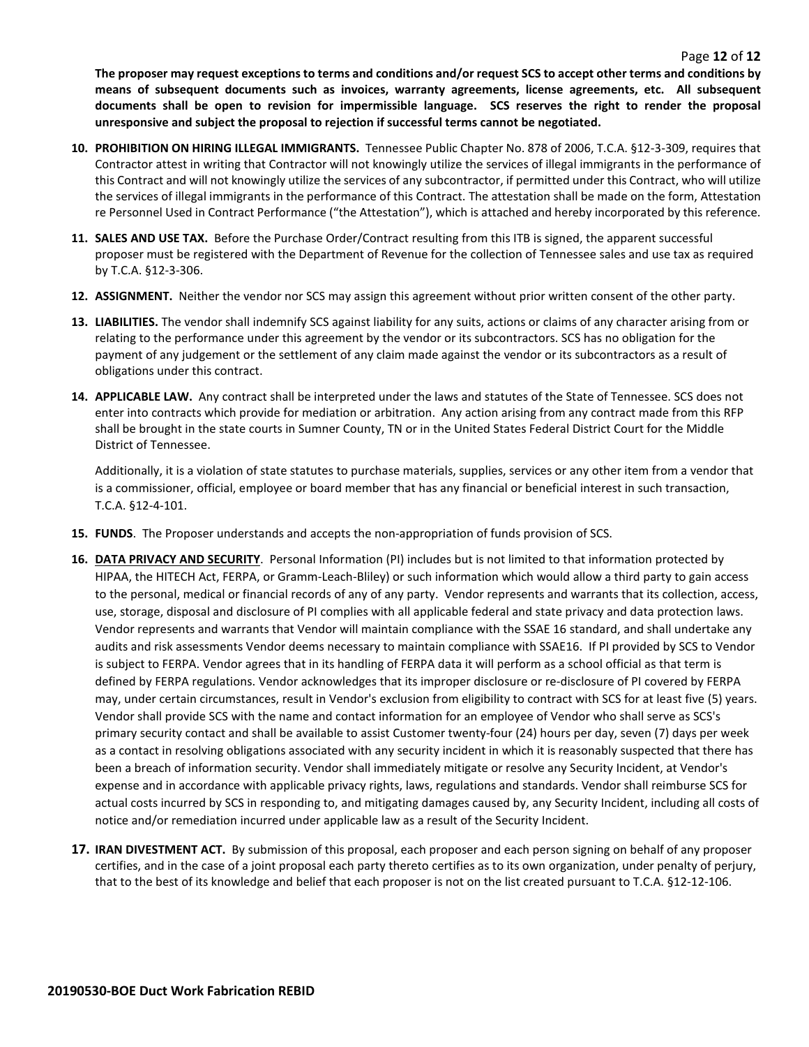**The proposer may request exceptions to terms and conditions and/or request SCS to accept other terms and conditions by means of subsequent documents such as invoices, warranty agreements, license agreements, etc. All subsequent documents shall be open to revision for impermissible language. SCS reserves the right to render the proposal unresponsive and subject the proposal to rejection if successful terms cannot be negotiated.**

10. **PROHIBITION ON HIRING ILLEGAL IMMIGRANTS.** Tennessee Public Chapter No. 878 of 2006, T.C.A. §12-3-309, requires that Contractor attest in writing that Contractor will not knowingly utilize the services of illegal immigrants in the performance of this Contract and will not knowingly utilize the services of any subcontractor, if permitted under this Contract, who will utilize the services of illegal immigrants in the performance of this Contract. The attestation shall be made on the form, Attestation re Personnel Used in Contract Performance ("the Attestation"), which is attached and hereby incorporated by this reference.

11. **SALES AND USE TAX.** Before the Purchase Order/Contract resulting from this ITB is signed, the apparent successful proposer must be registered with the Department of Revenue for the collection of Tennessee sales and use tax as required by T.C.A. §12-3-306.

12. **ASSIGNMENT.** Neither the vendor nor SCS may assign this agreement without prior written consent of the other party.

13. **LIABILITIES.** The vendor shall indemnify SCS against liability for any suits, actions or claims of any character arising from or relating to the performance under this agreement by the vendor or its subcontractors. SCS has no obligation for the payment of any judgement or the settlement of any claim made against the vendor or its subcontractors as a result of obligations under this contract.

14. **APPLICABLE LAW.** Any contract shall be interpreted under the laws and statutes of the State of Tennessee. SCS does not enter into contracts which provide for mediation or arbitration. Any action arising from any contract made from this RFP shall be brought in the state courts in Sumner County, TN or in the United States Federal District Court for the Middle District of Tennessee.

    Additionally, it is a violation of state statutes to purchase materials, supplies, services or any other item from a vendor that is a commissioner, official, employee or board member that has any financial or beneficial interest in such transaction, T.C.A. §12-4-101.

15. **FUNDS**. The Proposer understands and accepts the non-appropriation of funds provision of SCS.

16. **DATA PRIVACY AND SECURITY**. Personal Information (PI) includes but is not limited to that information protected by HIPAA, the HITECH Act, FERPA, or Gramm-Leach-Bliley) or such information which would allow a third party to gain access to the personal, medical or financial records of any of any party. Vendor represents and warrants that its collection, access, use, storage, disposal and disclosure of PI complies with all applicable federal and state privacy and data protection laws. Vendor represents and warrants that Vendor will maintain compliance with the SSAE 16 standard, and shall undertake any audits and risk assessments Vendor deems necessary to maintain compliance with SSAE16. If PI provided by SCS to Vendor is subject to FERPA. Vendor agrees that in its handling of FERPA data it will perform as a school official as that term is defined by FERPA regulations. Vendor acknowledges that its improper disclosure or re-disclosure of PI covered by FERPA may, under certain circumstances, result in Vendor's exclusion from eligibility to contract with SCS for at least five (5) years. Vendor shall provide SCS with the name and contact information for an employee of Vendor who shall serve as SCS's primary security contact and shall be available to assist Customer twenty-four (24) hours per day, seven (7) days per week as a contact in resolving obligations associated with any security incident in which it is reasonably suspected that there has been a breach of information security. Vendor shall immediately mitigate or resolve any Security Incident, at Vendor's expense and in accordance with applicable privacy rights, laws, regulations and standards. Vendor shall reimburse SCS for actual costs incurred by SCS in responding to, and mitigating damages caused by, any Security Incident, including all costs of notice and/or remediation incurred under applicable law as a result of the Security Incident.

17. **IRAN DIVESTMENT ACT.** By submission of this proposal, each proposer and each person signing on behalf of any proposer certifies, and in the case of a joint proposal each party thereto certifies as to its own organization, under penalty of perjury, that to the best of its knowledge and belief that each proposer is not on the list created pursuant to T.C.A. §12-12-106.